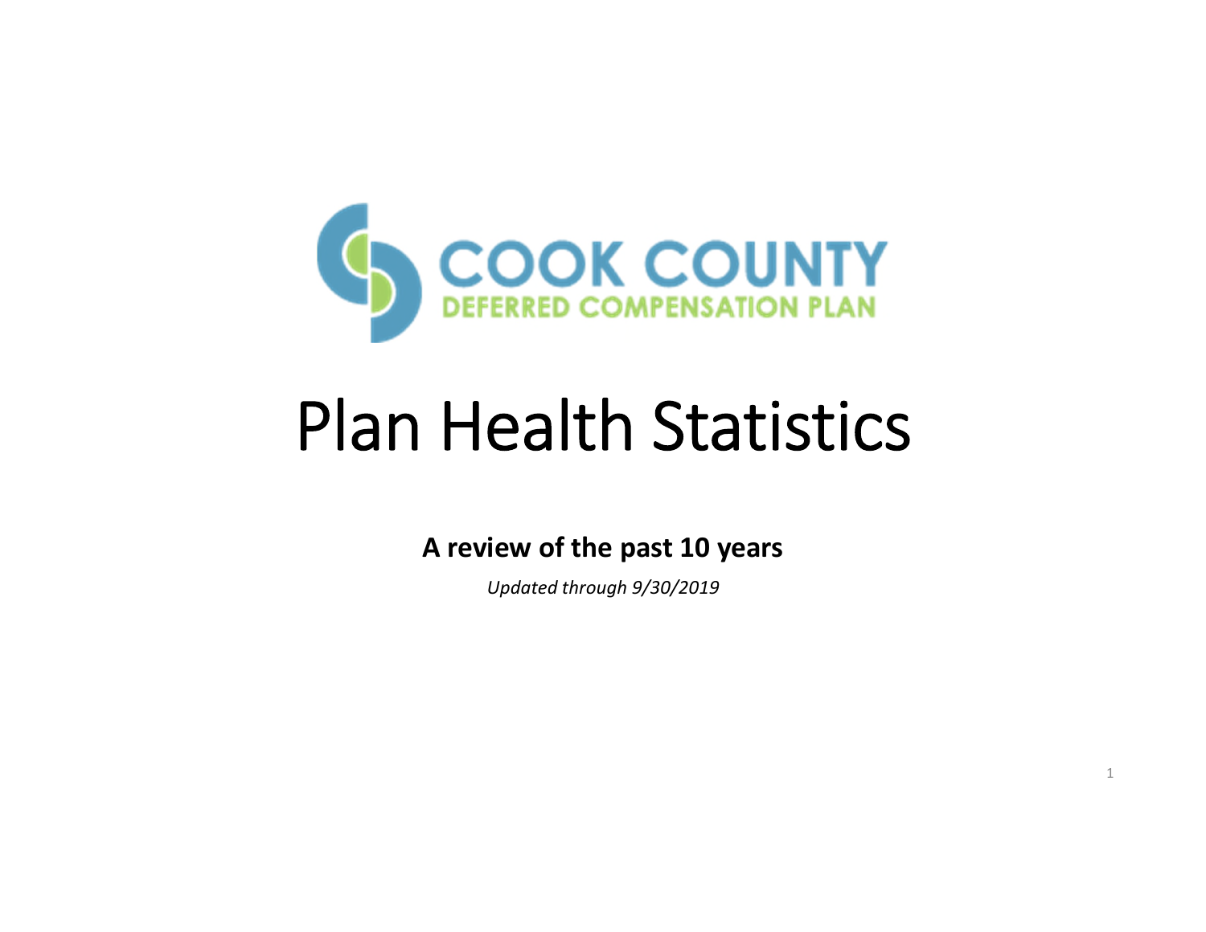COOK COUNTY
DEFERRED COMPENSATION PLAN

# Plan Health Statistics

**A review of the past 10 years**

*Updated through 9/30/2019*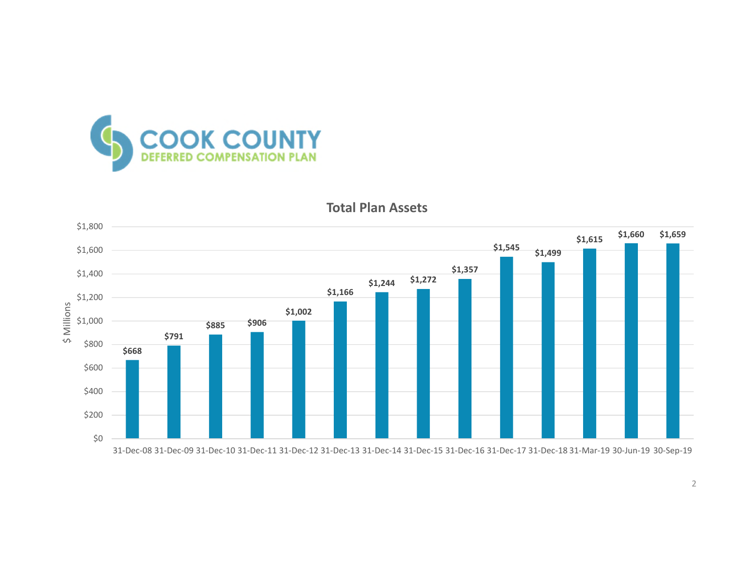**COOK COUNTY**
**DEFERRED COMPENSATION PLAN**

## Total Plan Assets

| Date | Total Plan Assets ($ Millions) |
| --- | --- |
| 31-Dec-08 | $668 |
| 31-Dec-09 | $791 |
| 31-Dec-10 | $885 |
| 31-Dec-11 | $906 |
| 31-Dec-12 | $1,002 |
| 31-Dec-13 | $1,166 |
| 31-Dec-14 | $1,244 |
| 31-Dec-15 | $1,272 |
| 31-Dec-16 | $1,357 |
| 31-Dec-17 | $1,545 |
| 31-Dec-18 | $1,499 |
| 31-Mar-19 | $1,615 |
| 30-Jun-19 | $1,660 |
| 30-Sep-19 | $1,659 |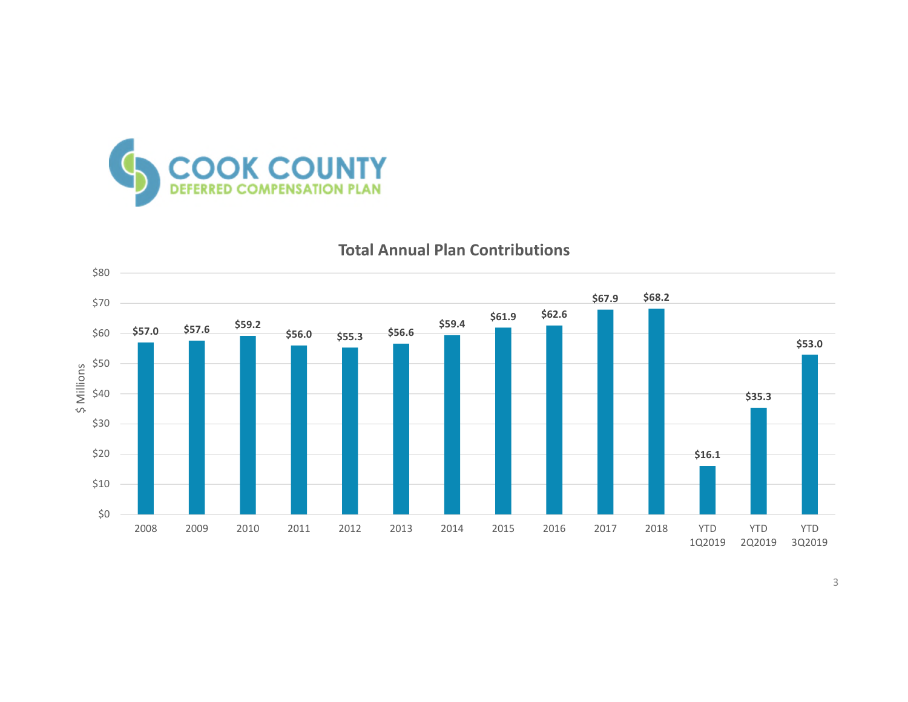COOK COUNTY
DEFERRED COMPENSATION PLAN

## Total Annual Plan Contributions

| Period | $ Millions |
| --- | --- |
| 2008 | $57.0 |
| 2009 | $57.6 |
| 2010 | $59.2 |
| 2011 | $56.0 |
| 2012 | $55.3 |
| 2013 | $56.6 |
| 2014 | $59.4 |
| 2015 | $61.9 |
| 2016 | $62.6 |
| 2017 | $67.9 |
| 2018 | $68.2 |
| YTD 1Q2019 | $16.1 |
| YTD 2Q2019 | $35.3 |
| YTD 3Q2019 | $53.0 |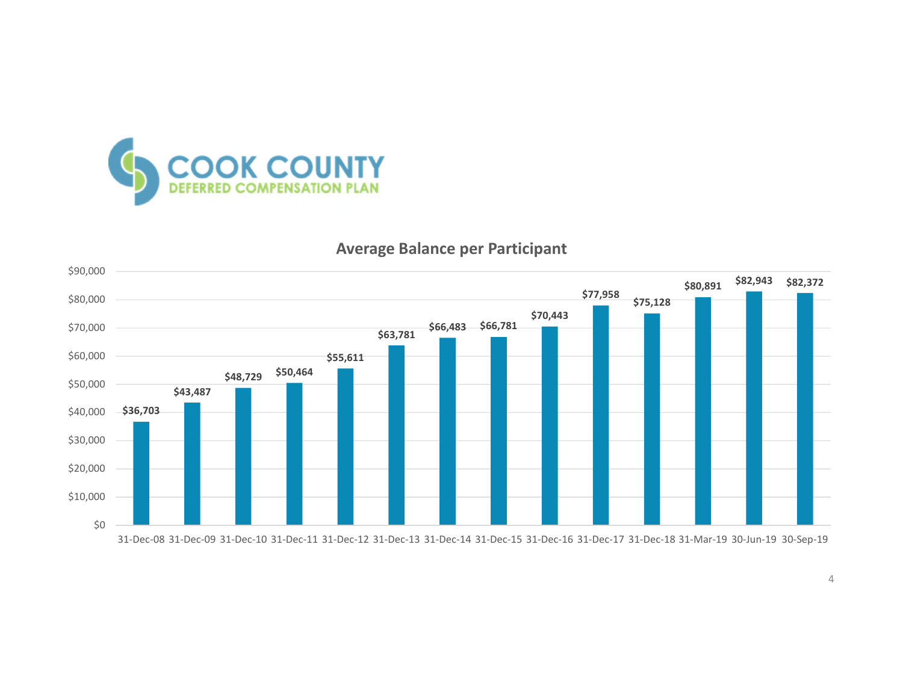COOK COUNTY
DEFERRED COMPENSATION PLAN

## Average Balance per Participant

| Date | Average Balance |
|---|---|
| 31-Dec-08 | $36,703 |
| 31-Dec-09 | $43,487 |
| 31-Dec-10 | $48,729 |
| 31-Dec-11 | $50,464 |
| 31-Dec-12 | $55,611 |
| 31-Dec-13 | $63,781 |
| 31-Dec-14 | $66,483 |
| 31-Dec-15 | $66,781 |
| 31-Dec-16 | $70,443 |
| 31-Dec-17 | $77,958 |
| 31-Dec-18 | $75,128 |
| 31-Mar-19 | $80,891 |
| 30-Jun-19 | $82,943 |
| 30-Sep-19 | $82,372 |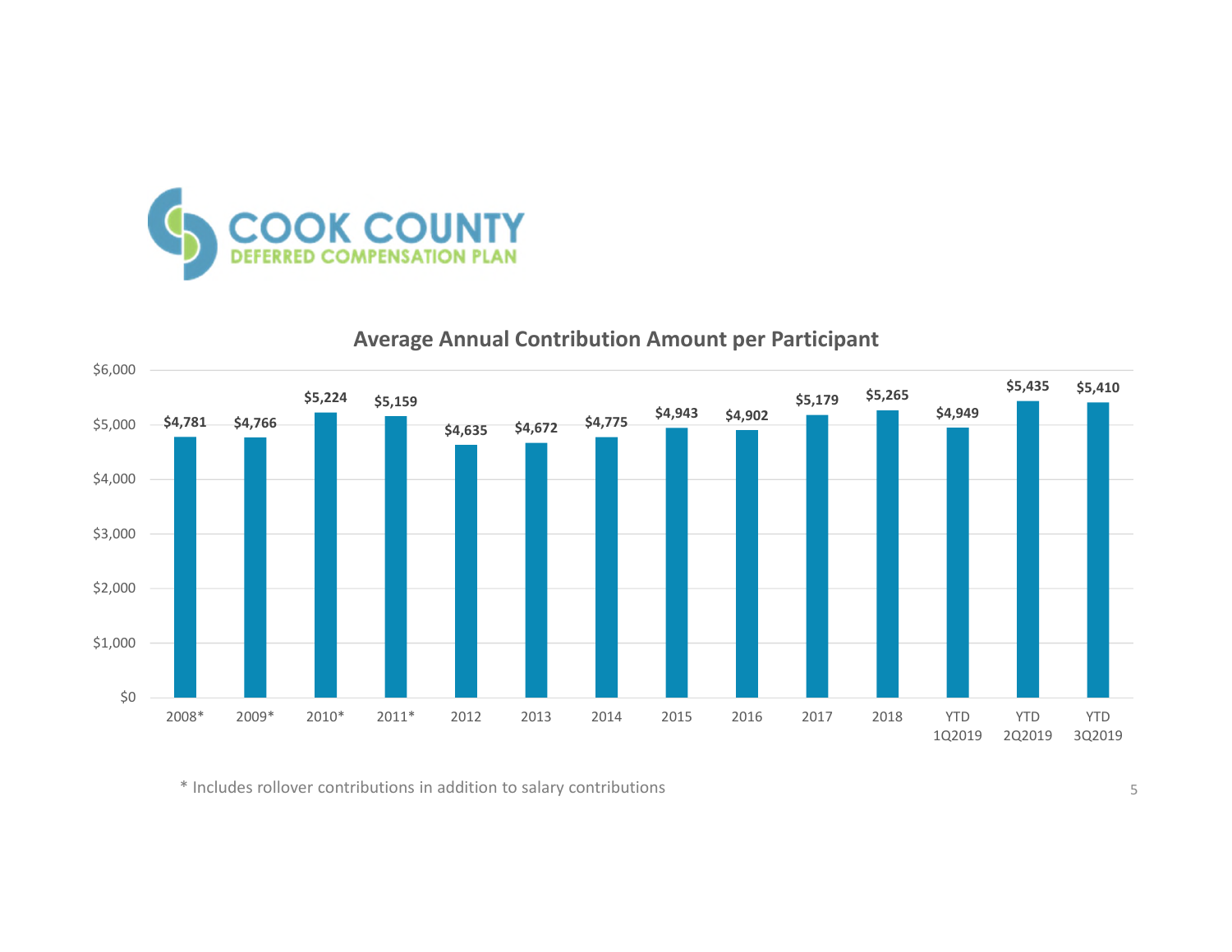COOK COUNTY
DEFERRED COMPENSATION PLAN

## Average Annual Contribution Amount per Participant

| Year | Average Annual Contribution |
|---|---|
| 2008* | $4,781 |
| 2009* | $4,766 |
| 2010* | $5,224 |
| 2011* | $5,159 |
| 2012 | $4,635 |
| 2013 | $4,672 |
| 2014 | $4,775 |
| 2015 | $4,943 |
| 2016 | $4,902 |
| 2017 | $5,179 |
| 2018 | $5,265 |
| YTD 1Q2019 | $4,949 |
| YTD 2Q2019 | $5,435 |
| YTD 3Q2019 | $5,410 |

\* Includes rollover contributions in addition to salary contributions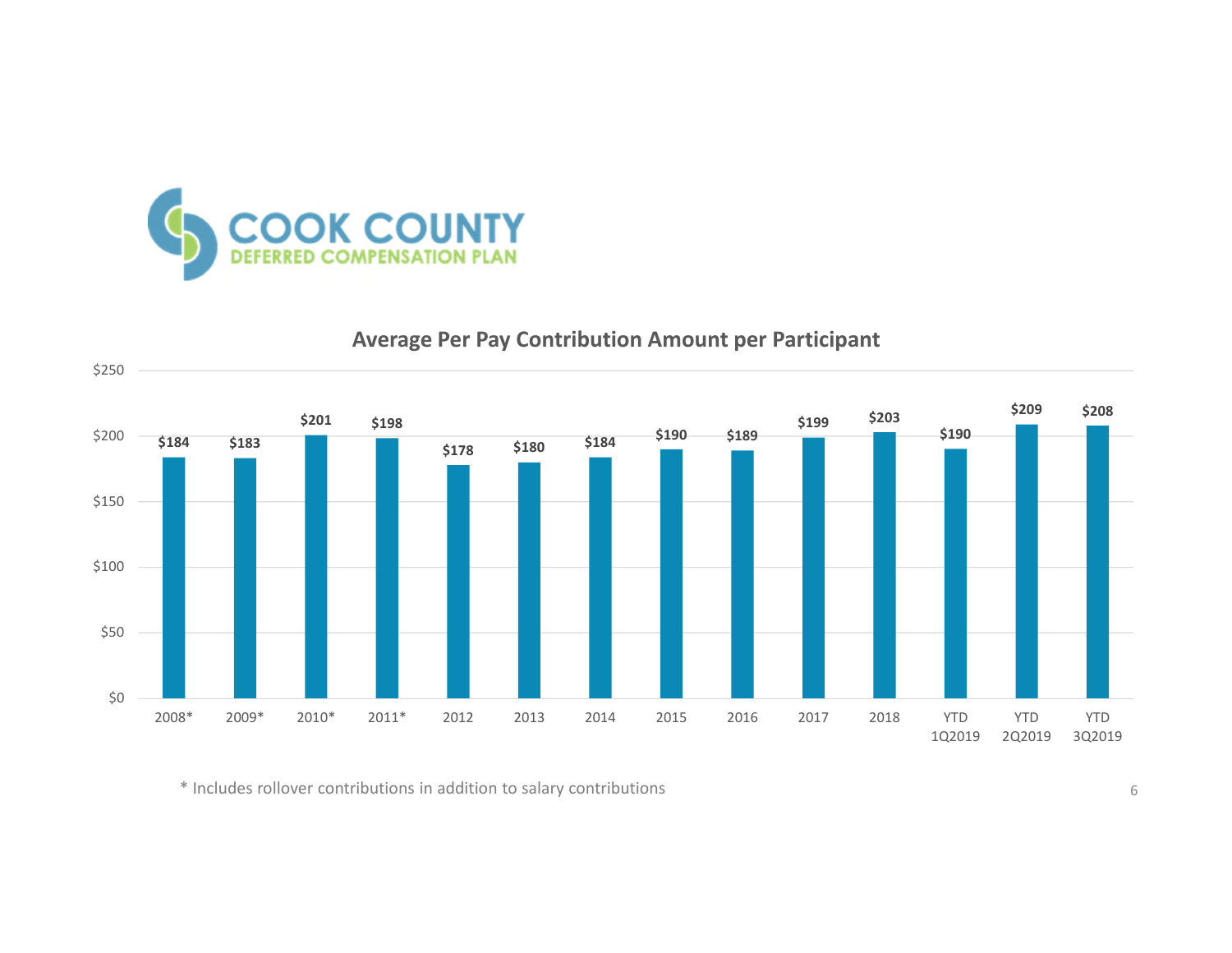COOK COUNTY
DEFERRED COMPENSATION PLAN

## Average Per Pay Contribution Amount per Participant

| Period | Amount |
|---|---|
| 2008* | $184 |
| 2009* | $183 |
| 2010* | $201 |
| 2011* | $198 |
| 2012 | $178 |
| 2013 | $180 |
| 2014 | $184 |
| 2015 | $190 |
| 2016 | $189 |
| 2017 | $199 |
| 2018 | $203 |
| YTD 1Q2019 | $190 |
| YTD 2Q2019 | $209 |
| YTD 3Q2019 | $208 |

\* Includes rollover contributions in addition to salary contributions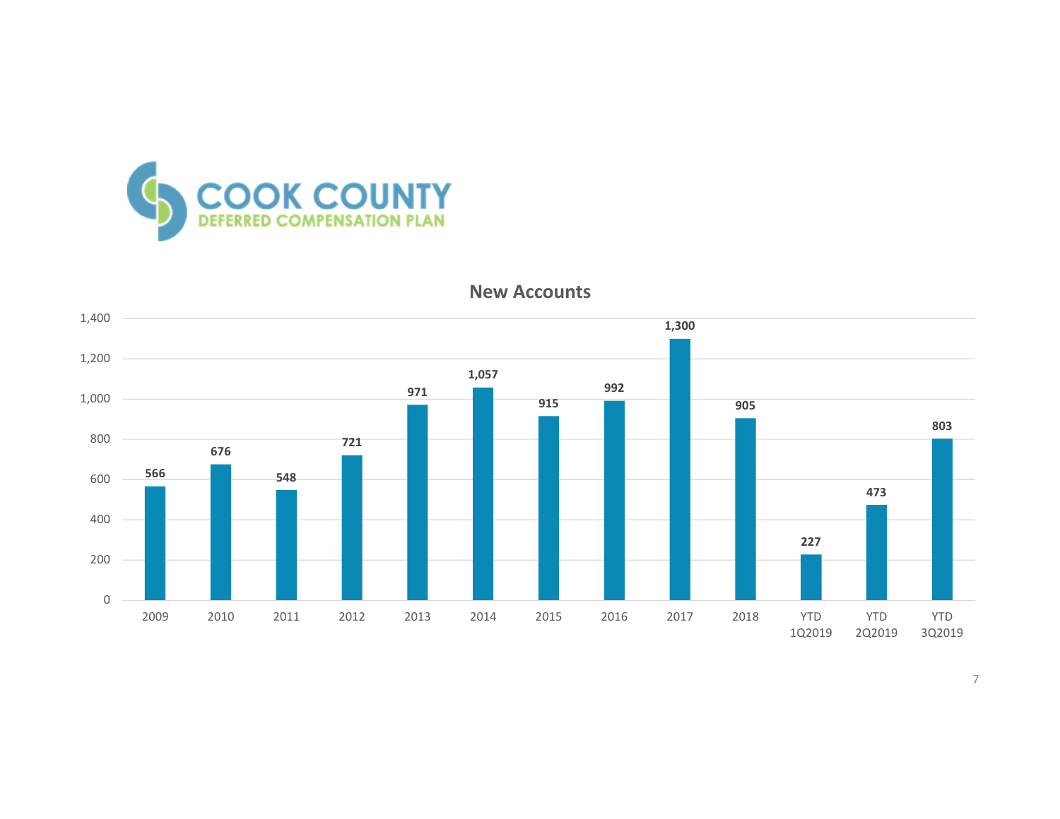# COOK COUNTY

## DEFERRED COMPENSATION PLAN

### New Accounts

| Period | New Accounts |
|---|---|
| 2009 | 566 |
| 2010 | 676 |
| 2011 | 548 |
| 2012 | 721 |
| 2013 | 971 |
| 2014 | 1,057 |
| 2015 | 915 |
| 2016 | 992 |
| 2017 | 1,300 |
| 2018 | 905 |
| YTD 1Q2019 | 227 |
| YTD 2Q2019 | 473 |
| YTD 3Q2019 | 803 |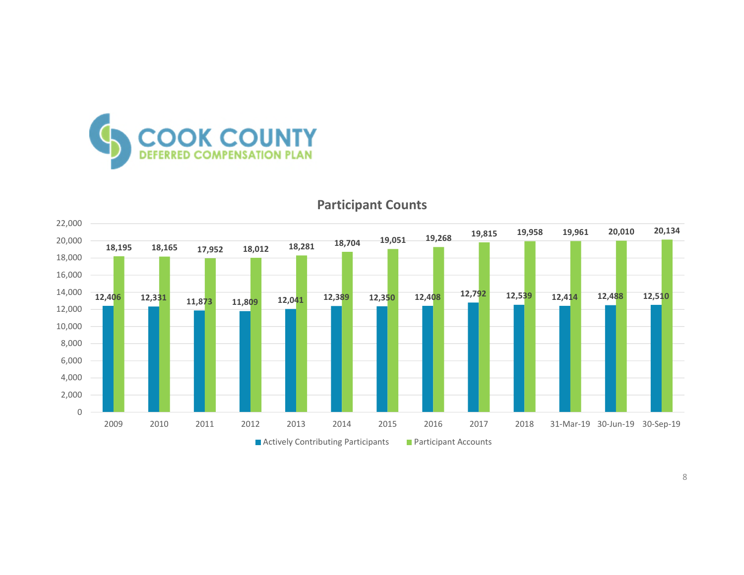COOK COUNTY
DEFERRED COMPENSATION PLAN

## Participant Counts

| | Actively Contributing Participants | Participant Accounts |
|---|---|---|
| 2009 | 12,406 | 18,195 |
| 2010 | 12,331 | 18,165 |
| 2011 | 11,873 | 17,952 |
| 2012 | 11,809 | 18,012 |
| 2013 | 12,041 | 18,281 |
| 2014 | 12,389 | 18,704 |
| 2015 | 12,350 | 19,051 |
| 2016 | 12,408 | 19,268 |
| 2017 | 12,792 | 19,815 |
| 2018 | 12,539 | 19,958 |
| 31-Mar-19 | 12,414 | 19,961 |
| 30-Jun-19 | 12,488 | 20,010 |
| 30-Sep-19 | 12,510 | 20,134 |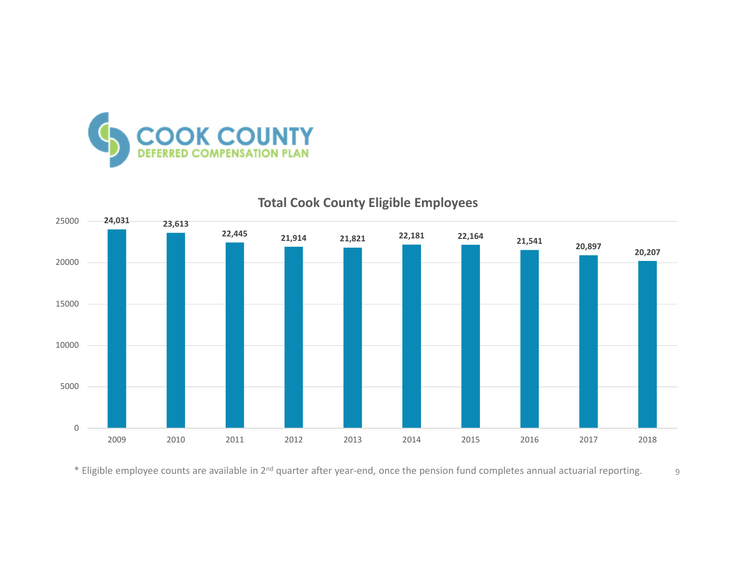COOK COUNTY
DEFERRED COMPENSATION PLAN

## Total Cook County Eligible Employees

| Year | Eligible Employees |
| --- | --- |
| 2009 | 24,031 |
| 2010 | 23,613 |
| 2011 | 22,445 |
| 2012 | 21,914 |
| 2013 | 21,821 |
| 2014 | 22,181 |
| 2015 | 22,164 |
| 2016 | 21,541 |
| 2017 | 20,897 |
| 2018 | 20,207 |

* Eligible employee counts are available in 2nd quarter after year-end, once the pension fund completes annual actuarial reporting.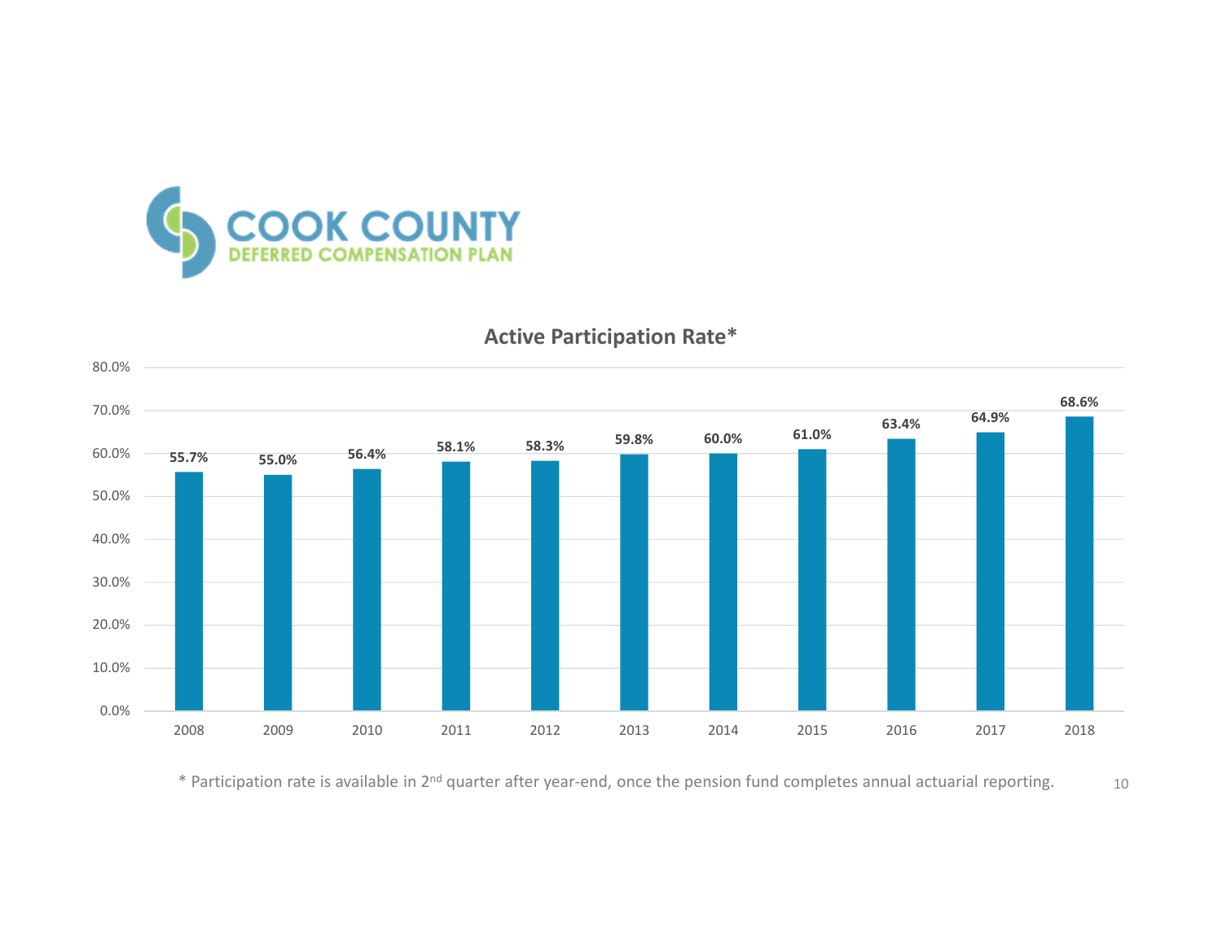**COOK COUNTY**
**DEFERRED COMPENSATION PLAN**

## Active Participation Rate*

| Year | Active Participation Rate |
|---|---|
| 2008 | 55.7% |
| 2009 | 55.0% |
| 2010 | 56.4% |
| 2011 | 58.1% |
| 2012 | 58.3% |
| 2013 | 59.8% |
| 2014 | 60.0% |
| 2015 | 61.0% |
| 2016 | 63.4% |
| 2017 | 64.9% |
| 2018 | 68.6% |

* Participation rate is available in 2nd quarter after year-end, once the pension fund completes annual actuarial reporting.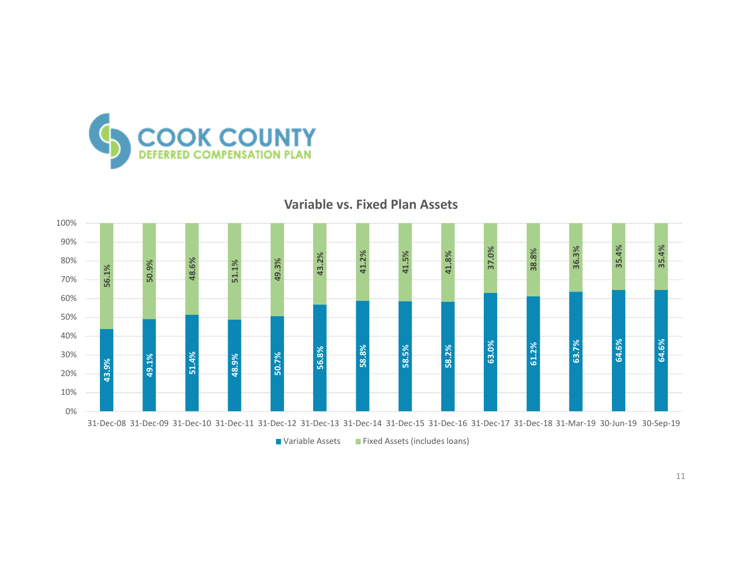COOK COUNTY
DEFERRED COMPENSATION PLAN

## Variable vs. Fixed Plan Assets

| Date | Variable Assets | Fixed Assets (includes loans) |
| --- | --- | --- |
| 31-Dec-08 | 43.9% | 56.1% |
| 31-Dec-09 | 49.1% | 50.9% |
| 31-Dec-10 | 51.4% | 48.6% |
| 31-Dec-11 | 48.9% | 51.1% |
| 31-Dec-12 | 50.7% | 49.3% |
| 31-Dec-13 | 56.8% | 43.2% |
| 31-Dec-14 | 58.8% | 41.2% |
| 31-Dec-15 | 58.5% | 41.5% |
| 31-Dec-16 | 58.2% | 41.8% |
| 31-Dec-17 | 63.0% | 37.0% |
| 31-Dec-18 | 61.2% | 38.8% |
| 31-Mar-19 | 63.7% | 36.3% |
| 30-Jun-19 | 64.6% | 35.4% |
| 30-Sep-19 | 64.6% | 35.4% |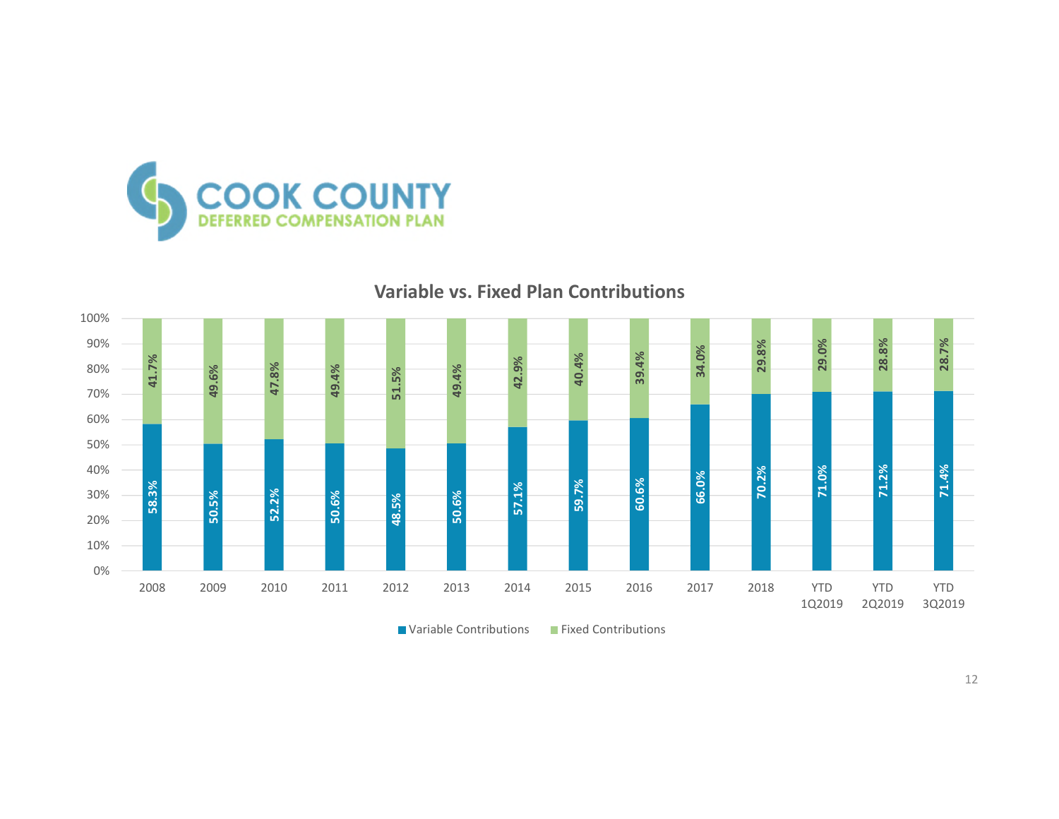COOK COUNTY
DEFERRED COMPENSATION PLAN

## Variable vs. Fixed Plan Contributions

| Period | Variable Contributions | Fixed Contributions |
|---|---|---|
| 2008 | 58.3% | 41.7% |
| 2009 | 50.5% | 49.6% |
| 2010 | 52.2% | 47.8% |
| 2011 | 50.6% | 49.4% |
| 2012 | 48.5% | 51.5% |
| 2013 | 50.6% | 49.4% |
| 2014 | 57.1% | 42.9% |
| 2015 | 59.7% | 40.4% |
| 2016 | 60.6% | 39.4% |
| 2017 | 66.0% | 34.0% |
| 2018 | 70.2% | 29.8% |
| YTD 1Q2019 | 71.0% | 29.0% |
| YTD 2Q2019 | 71.2% | 28.8% |
| YTD 3Q2019 | 71.4% | 28.7% |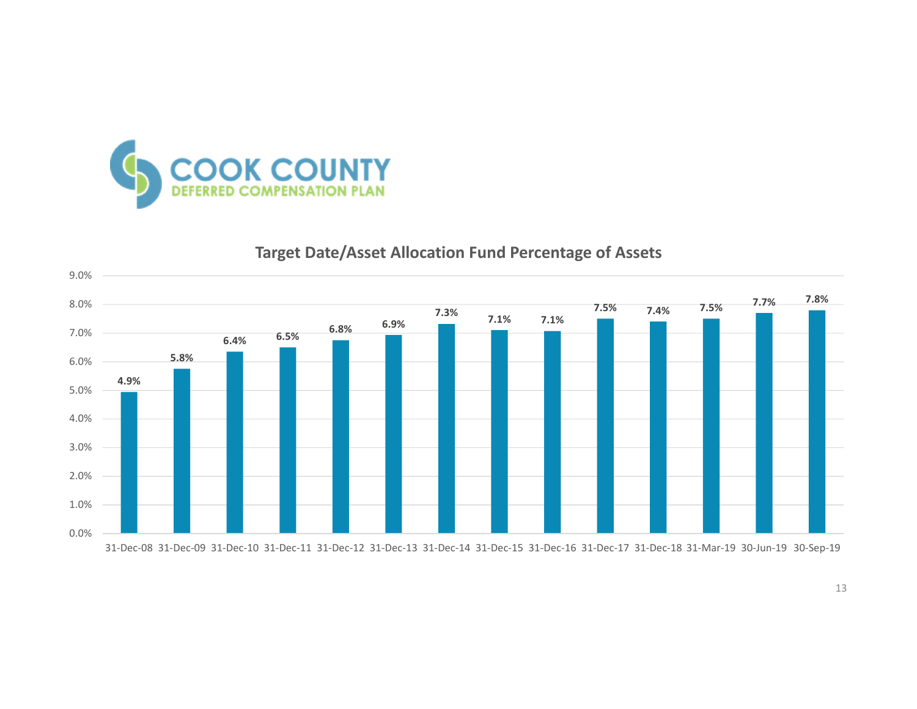COOK COUNTY
DEFERRED COMPENSATION PLAN

## Target Date/Asset Allocation Fund Percentage of Assets

| Date | Percentage of Assets |
|---|---|
| 31-Dec-08 | 4.9% |
| 31-Dec-09 | 5.8% |
| 31-Dec-10 | 6.4% |
| 31-Dec-11 | 6.5% |
| 31-Dec-12 | 6.8% |
| 31-Dec-13 | 6.9% |
| 31-Dec-14 | 7.3% |
| 31-Dec-15 | 7.1% |
| 31-Dec-16 | 7.1% |
| 31-Dec-17 | 7.5% |
| 31-Dec-18 | 7.4% |
| 31-Mar-19 | 7.5% |
| 30-Jun-19 | 7.7% |
| 30-Sep-19 | 7.8% |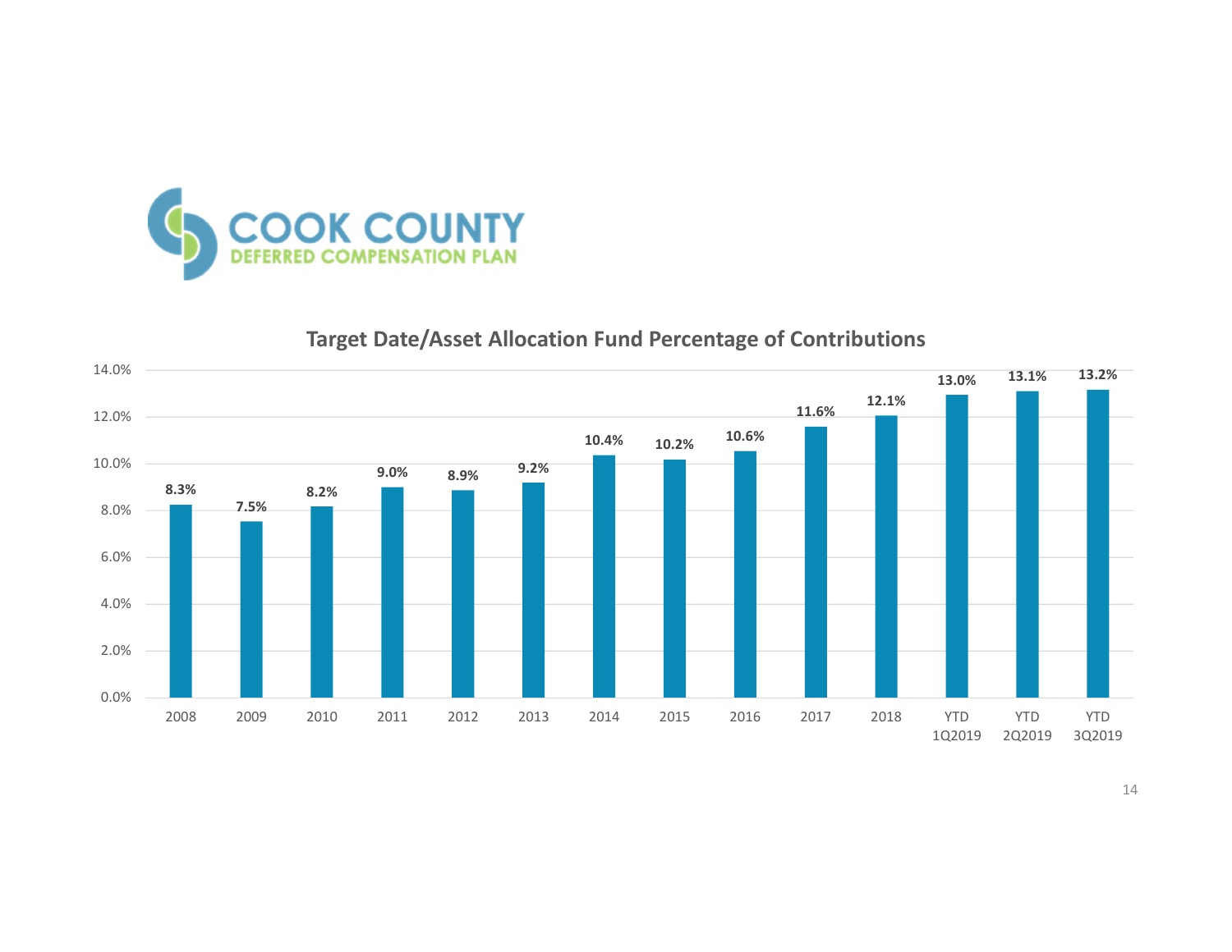COOK COUNTY
DEFERRED COMPENSATION PLAN

## Target Date/Asset Allocation Fund Percentage of Contributions

| Period | Percentage |
|---|---|
| 2008 | 8.3% |
| 2009 | 7.5% |
| 2010 | 8.2% |
| 2011 | 9.0% |
| 2012 | 8.9% |
| 2013 | 9.2% |
| 2014 | 10.4% |
| 2015 | 10.2% |
| 2016 | 10.6% |
| 2017 | 11.6% |
| 2018 | 12.1% |
| YTD 1Q2019 | 13.0% |
| YTD 2Q2019 | 13.1% |
| YTD 3Q2019 | 13.2% |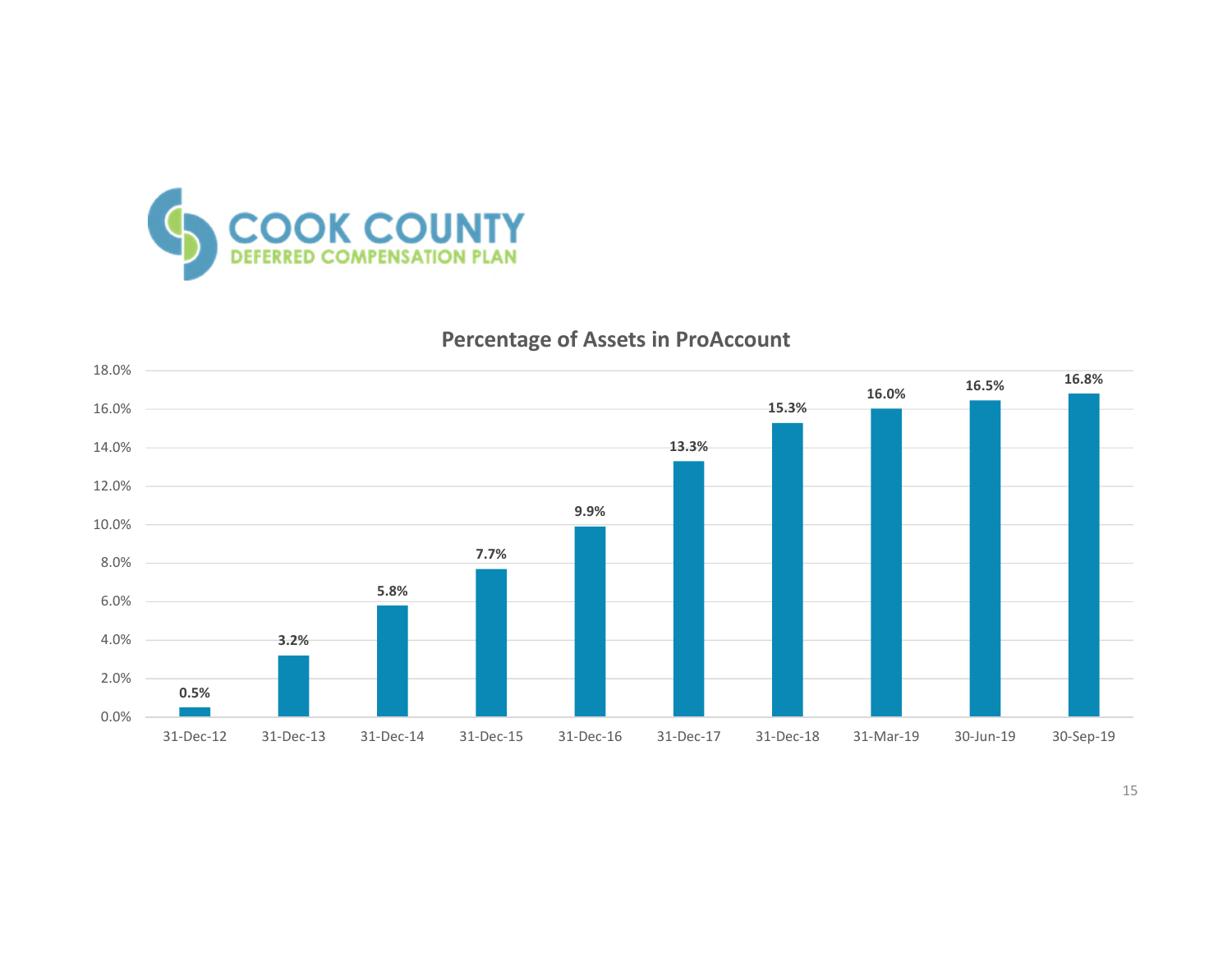COOK COUNTY
DEFERRED COMPENSATION PLAN

## Percentage of Assets in ProAccount

| Date | Percentage |
|---|---|
| 31-Dec-12 | 0.5% |
| 31-Dec-13 | 3.2% |
| 31-Dec-14 | 5.8% |
| 31-Dec-15 | 7.7% |
| 31-Dec-16 | 9.9% |
| 31-Dec-17 | 13.3% |
| 31-Dec-18 | 15.3% |
| 31-Mar-19 | 16.0% |
| 30-Jun-19 | 16.5% |
| 30-Sep-19 | 16.8% |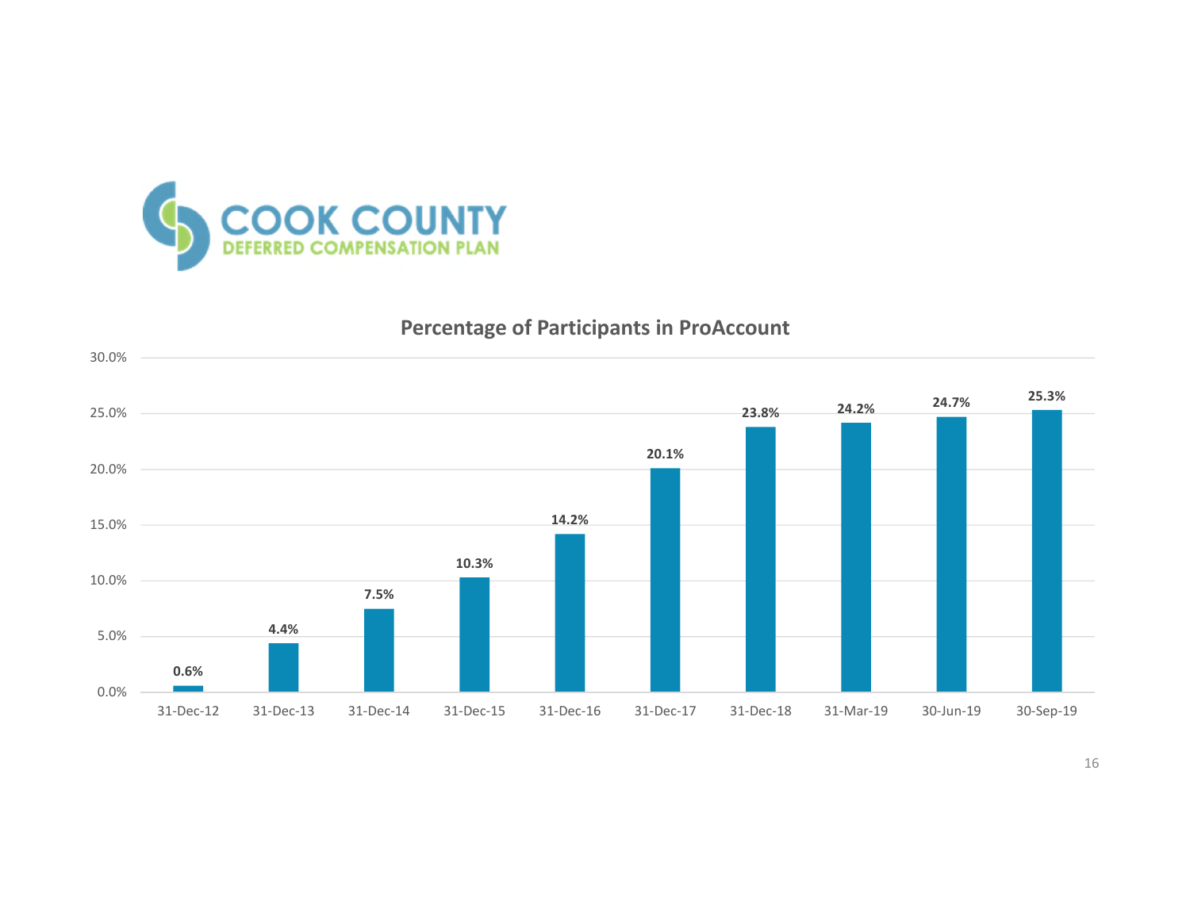COOK COUNTY
DEFERRED COMPENSATION PLAN

## Percentage of Participants in ProAccount

| Date | Percentage |
| --- | --- |
| 31-Dec-12 | 0.6% |
| 31-Dec-13 | 4.4% |
| 31-Dec-14 | 7.5% |
| 31-Dec-15 | 10.3% |
| 31-Dec-16 | 14.2% |
| 31-Dec-17 | 20.1% |
| 31-Dec-18 | 23.8% |
| 31-Mar-19 | 24.2% |
| 30-Jun-19 | 24.7% |
| 30-Sep-19 | 25.3% |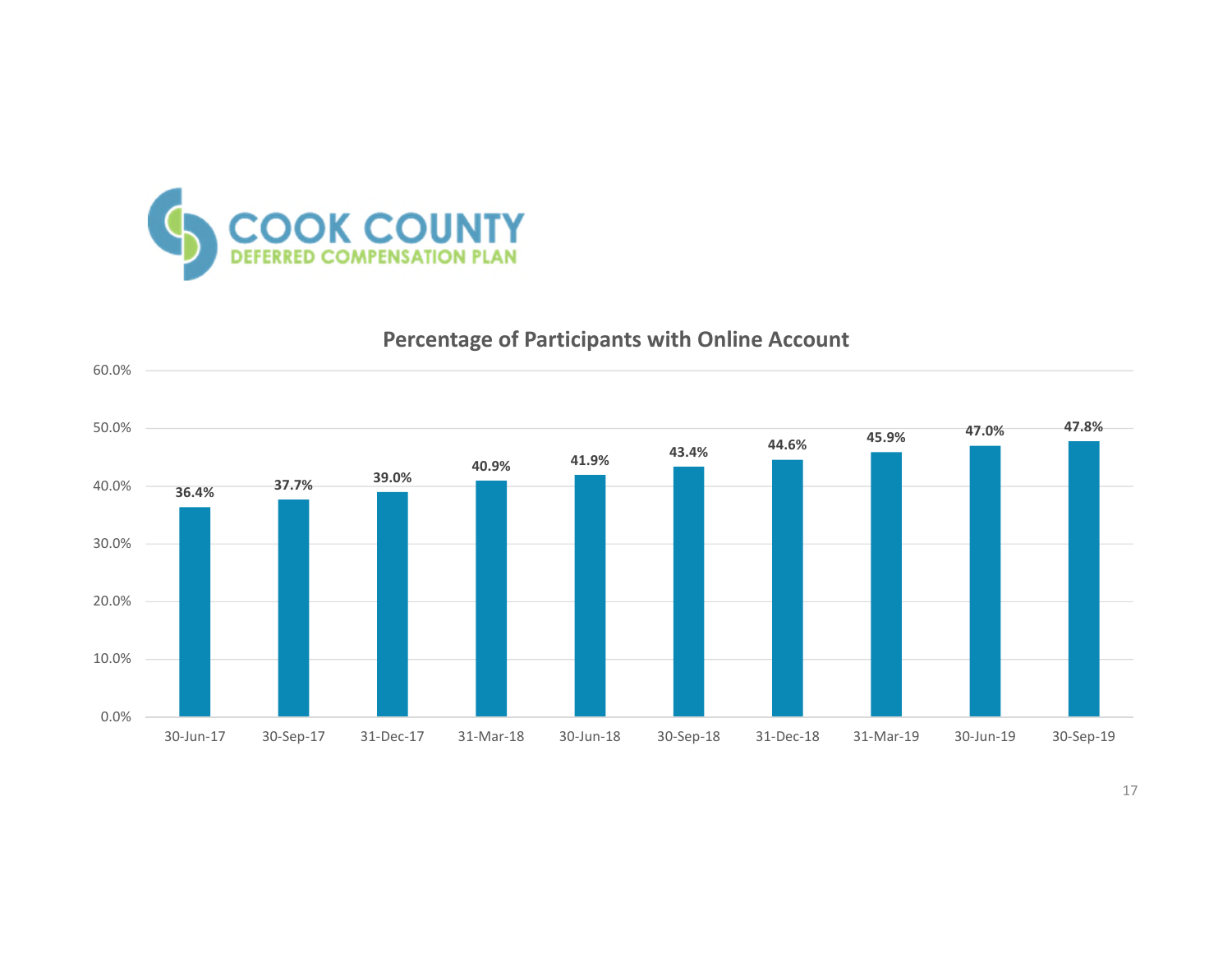COOK COUNTY
DEFERRED COMPENSATION PLAN

## Percentage of Participants with Online Account

| Date | Percentage |
|---|---|
| 30-Jun-17 | 36.4% |
| 30-Sep-17 | 37.7% |
| 31-Dec-17 | 39.0% |
| 31-Mar-18 | 40.9% |
| 30-Jun-18 | 41.9% |
| 30-Sep-18 | 43.4% |
| 31-Dec-18 | 44.6% |
| 31-Mar-19 | 45.9% |
| 30-Jun-19 | 47.0% |
| 30-Sep-19 | 47.8% |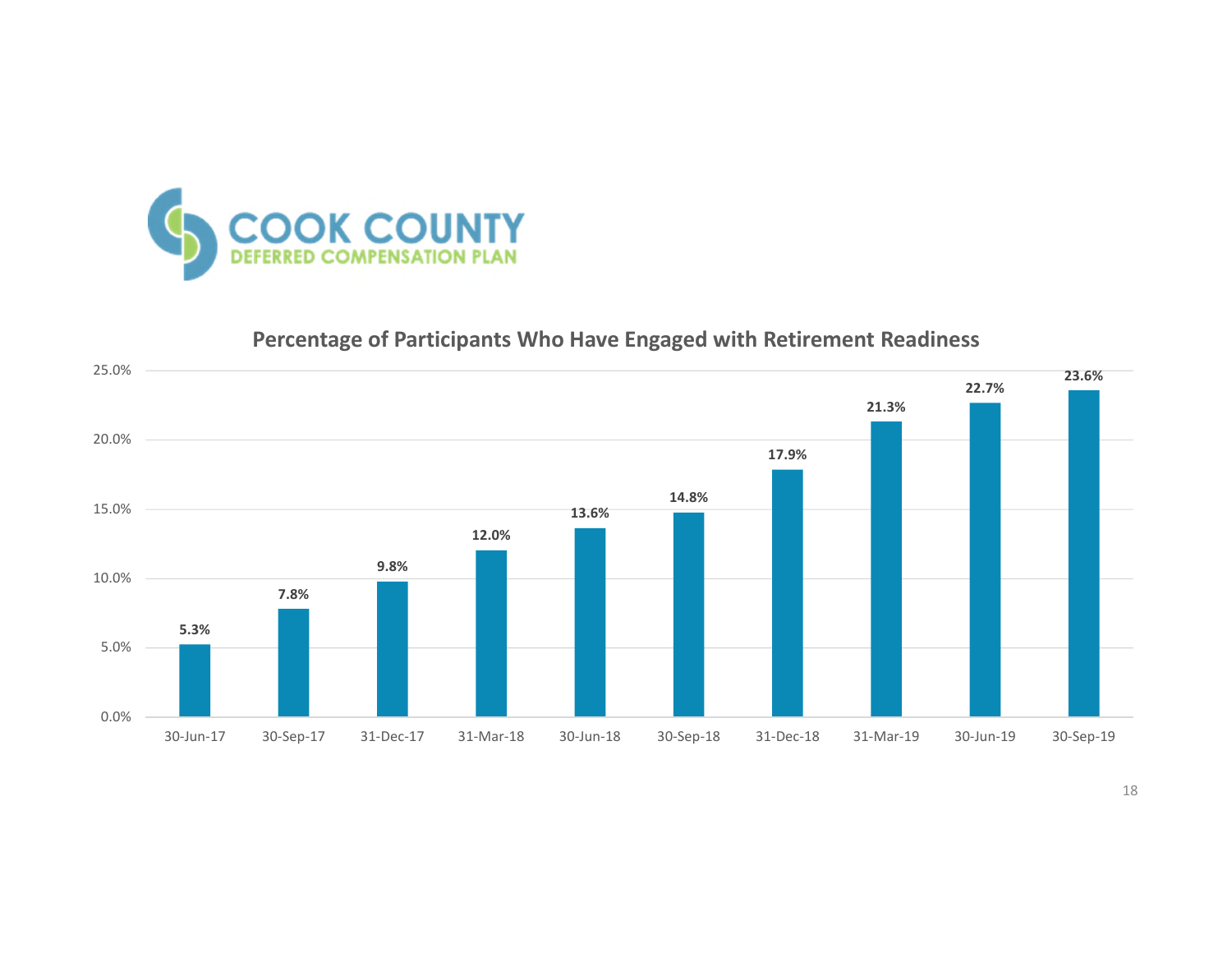COOK COUNTY
DEFERRED COMPENSATION PLAN

## Percentage of Participants Who Have Engaged with Retirement Readiness

| Date | Percentage |
|---|---|
| 30-Jun-17 | 5.3% |
| 30-Sep-17 | 7.8% |
| 31-Dec-17 | 9.8% |
| 31-Mar-18 | 12.0% |
| 30-Jun-18 | 13.6% |
| 30-Sep-18 | 14.8% |
| 31-Dec-18 | 17.9% |
| 31-Mar-19 | 21.3% |
| 30-Jun-19 | 22.7% |
| 30-Sep-19 | 23.6% |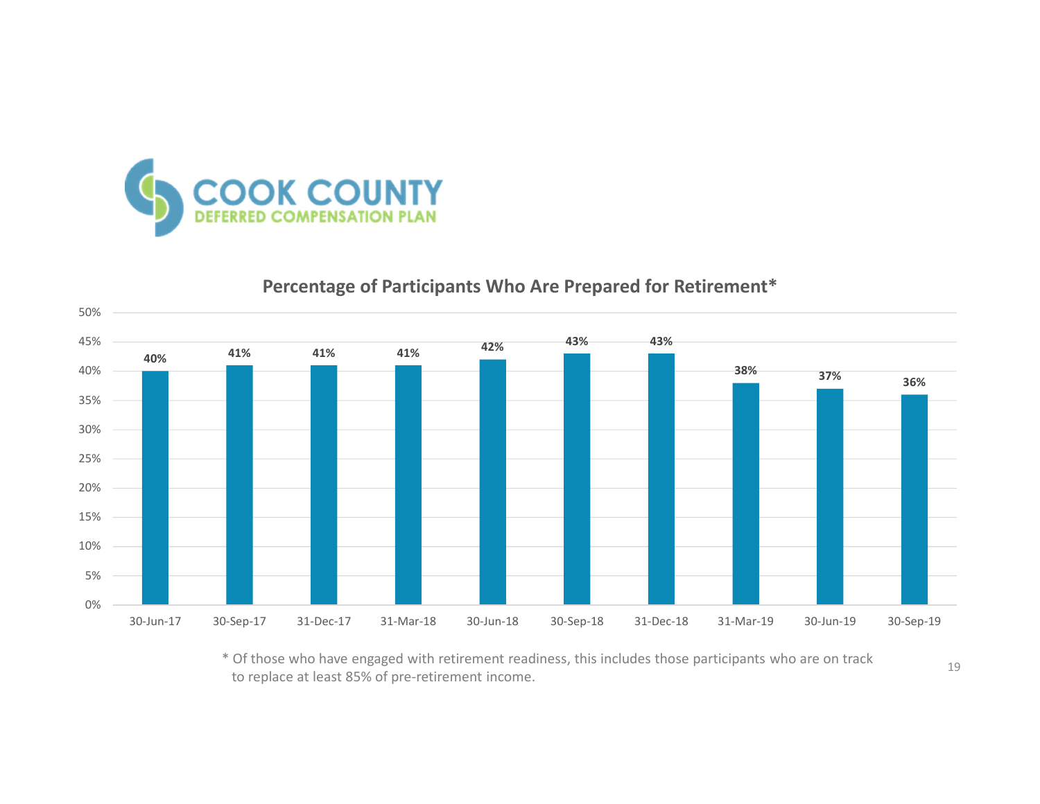COOK COUNTY
DEFERRED COMPENSATION PLAN

**Percentage of Participants Who Are Prepared for Retirement***

50%
45%
40%
35%
30%
25%
20%
15%
10%
5%
0%

40%
41%
41%
41%
42%
43%
43%
38%
37%
36%

30-Jun-17
30-Sep-17
31-Dec-17
31-Mar-18
30-Jun-18
30-Sep-18
31-Dec-18
31-Mar-19
30-Jun-19
30-Sep-19

* Of those who have engaged with retirement readiness, this includes those participants who are on track to replace at least 85% of pre-retirement income.